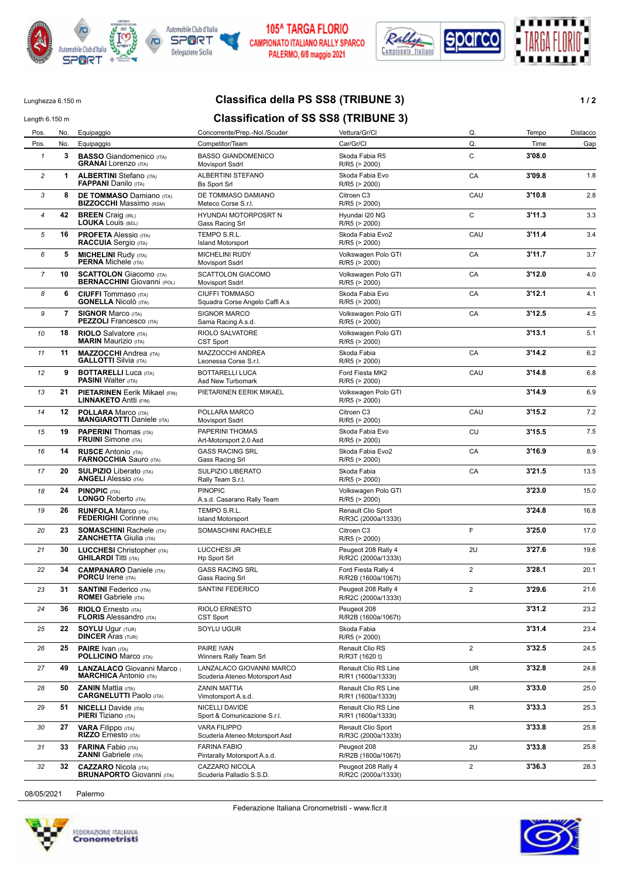# 105^ TARGA FLORIO

CAMPIONATO ITALIANO RALLY SPARCO
PALERMO, 6/8 maggio 2021

Lunghezza 6.150 m

Length 6.150 m

## Classifica della PS SS8 (TRIBUNE 3)

## Classification of SS SS8 (TRIBUNE 3)

| Pos. | No. | Equipaggio | Concorrente/Prep.-Nol./Scuderia | Vettura/Gr/Cl | Q. | Tempo | Distacco |
|---|---|---|---|---|---|---|---|
| Pos. | No. | Equipaggio | Competitor/Team | Car/Gr/Cl | Q. | Time | Gap |
| 1 | 3 | **BASSO** Giandomenico (ITA) **GRANAI** Lorenzo (ITA) | BASSO GIANDOMENICO Movisport Ssdrl | Skoda Fabia R5 R/R5 (> 2000) | C | 3'08.0 | |
| 2 | 1 | **ALBERTINI** Stefano (ITA) **FAPPANI** Danilo (ITA) | ALBERTINI STEFANO Bs Sport Srl | Skoda Fabia Evo R/R5 (> 2000) | CA | 3'09.8 | 1.8 |
| 3 | 8 | **DE TOMMASO** Damiano (ITA) **BIZZOCCHI** Massimo (RSM) | DE TOMMASO DAMIANO Meteco Corse S.r.l. | Citroen C3 R/R5 (> 2000) | CAU | 3'10.8 | 2.8 |
| 4 | 42 | **BREEN** Craig (IRL) **LOUKA** Louis (BEL) | HYUNDAI MOTORPOSRT N Gass Racing Srl | Hyundai I20 NG R/R5 (> 2000) | C | 3'11.3 | 3.3 |
| 5 | 16 | **PROFETA** Alessio (ITA) **RACCUIA** Sergio (ITA) | TEMPO S.R.L. Island Motorsport | Skoda Fabia Evo2 R/R5 (> 2000) | CAU | 3'11.4 | 3.4 |
| 6 | 5 | **MICHELINI** Rudy (ITA) **PERNA** Michele (ITA) | MICHELINI RUDY Movisport Ssdrl | Volkswagen Polo GTI R/R5 (> 2000) | CA | 3'11.7 | 3.7 |
| 7 | 10 | **SCATTOLON** Giacomo (ITA) **BERNACCHINI** Giovanni (POL) | SCATTOLON GIACOMO Movisport Ssdrl | Volkswagen Polo GTI R/R5 (> 2000) | CA | 3'12.0 | 4.0 |
| 8 | 6 | **CIUFFI** Tommaso (ITA) **GONELLA** Nicolò (ITA) | CIUFFI TOMMASO Squadra Corse Angelo Caffi A.s | Skoda Fabia Evo R/R5 (> 2000) | CA | 3'12.1 | 4.1 |
| 9 | 7 | **SIGNOR** Marco (ITA) **PEZZOLI** Francesco (ITA) | SIGNOR MARCO Sama Racing A.s.d. | Volkswagen Polo GTI R/R5 (> 2000) | CA | 3'12.5 | 4.5 |
| 10 | 18 | **RIOLO** Salvatore (ITA) **MARIN** Maurizio (ITA) | RIOLO SALVATORE CST Sport | Volkswagen Polo GTI R/R5 (> 2000) | | 3'13.1 | 5.1 |
| 11 | 11 | **MAZZOCCHI** Andrea (ITA) **GALLOTTI** Silvia (ITA) | MAZZOCCHI ANDREA Leonessa Corse S.r.l. | Skoda Fabia R/R5 (> 2000) | CA | 3'14.2 | 6.2 |
| 12 | 9 | **BOTTARELLI** Luca (ITA) **PASINI** Walter (ITA) | BOTTARELLI LUCA Asd New Turbomark | Ford Fiesta MK2 R/R5 (> 2000) | CAU | 3'14.8 | 6.8 |
| 13 | 21 | **PIETARINEN** Eerik Mikael (FIN) **LINNAKETO** Antti (FIN) | PIETARINEN EERIK MIKAEL | Volkswagen Polo GTI R/R5 (> 2000) | | 3'14.9 | 6.9 |
| 14 | 12 | **POLLARA** Marco (ITA) **MANGIAROTTI** Daniele (ITA) | POLLARA MARCO Movisport Ssdrl | Citroen C3 R/R5 (> 2000) | CAU | 3'15.2 | 7.2 |
| 15 | 19 | **PAPERINI** Thomas (ITA) **FRUINI** Simone (ITA) | PAPERINI THOMAS Art-Motorsport 2.0 Asd | Skoda Fabia Evo R/R5 (> 2000) | CU | 3'15.5 | 7.5 |
| 16 | 14 | **RUSCE** Antonio (ITA) **FARNOCCHIA** Sauro (ITA) | GASS RACING SRL Gass Racing Srl | Skoda Fabia Evo2 R/R5 (> 2000) | CA | 3'16.9 | 8.9 |
| 17 | 20 | **SULPIZIO** Liberato (ITA) **ANGELI** Alessio (ITA) | SULPIZIO LIBERATO Rally Team S.r.l. | Skoda Fabia R/R5 (> 2000) | CA | 3'21.5 | 13.5 |
| 18 | 24 | **PINOPIC** (ITA) **LONGO** Roberto (ITA) | PINOPIC A.s.d. Casarano Rally Team | Volkswagen Polo GTI R/R5 (> 2000) | | 3'23.0 | 15.0 |
| 19 | 26 | **RUNFOLA** Marco (ITA) **FEDERIGHI** Corinne (ITA) | TEMPO S.R.L. Island Motorsport | Renault Clio Sport R/R3C (2000a/1333t) | | 3'24.8 | 16.8 |
| 20 | 23 | **SOMASCHINI** Rachele (ITA) **ZANCHETTA** Giulia (ITA) | SOMASCHINI RACHELE | Citroen C3 R/R5 (> 2000) | F | 3'25.0 | 17.0 |
| 21 | 30 | **LUCCHESI** Christopher (ITA) **GHILARDI** Titti (ITA) | LUCCHESI JR Hp Sport Srl | Peugeot 208 Rally 4 R/R2C (2000a/1333t) | 2U | 3'27.6 | 19.6 |
| 22 | 34 | **CAMPANARO** Daniele (ITA) **PORCU** Irene (ITA) | GASS RACING SRL Gass Racing Srl | Ford Fiesta Rally 4 R/R2B (1600a/1067t) | 2 | 3'28.1 | 20.1 |
| 23 | 31 | **SANTINI** Federico (ITA) **ROMEI** Gabriele (ITA) | SANTINI FEDERICO | Peugeot 208 Rally 4 R/R2C (2000a/1333t) | 2 | 3'29.6 | 21.6 |
| 24 | 36 | **RIOLO** Ernesto (ITA) **FLORIS** Alessandro (ITA) | RIOLO ERNESTO CST Sport | Peugeot 208 R/R2B (1600a/1067t) | | 3'31.2 | 23.2 |
| 25 | 22 | **SOYLU** Ugur (TUR) **DINCER** Aras (TUR) | SOYLU UGUR | Skoda Fabia R/R5 (> 2000) | | 3'31.4 | 23.4 |
| 26 | 25 | **PAIRE** Ivan (ITA) **POLLICINO** Marco (ITA) | PAIRE IVAN Winners Rally Team Srl | Renault Clio RS R/R3T (1620 t) | 2 | 3'32.5 | 24.5 |
| 27 | 49 | **LANZALACO** Giovanni Marco ( **MARCHICA** Antonio (ITA) | LANZALACO GIOVANNI MARCO Scuderia Ateneo Motorsport Asd | Renault Clio RS Line R/R1 (1600a/1333t) | UR | 3'32.8 | 24.8 |
| 28 | 50 | **ZANIN** Mattia (ITA) **CARGNELUTTI** Paolo (ITA) | ZANIN MATTIA Vimotorsport A.s.d. | Renault Clio RS Line R/R1 (1600a/1333t) | UR | 3'33.0 | 25.0 |
| 29 | 51 | **NICELLI** Davide (ITA) **PIERI** Tiziano (ITA) | NICELLI DAVIDE Sport & Comunicazione S.r.l. | Renault Clio RS Line R/R1 (1600a/1333t) | R | 3'33.3 | 25.3 |
| 30 | 27 | **VARA** Filippo (ITA) **RIZZO** Ernesto (ITA) | VARA FILIPPO Scuderia Ateneo Motorsport Asd | Renault Clio Sport R/R3C (2000a/1333t) | | 3'33.8 | 25.8 |
| 31 | 33 | **FARINA** Fabio (ITA) **ZANNI** Gabriele (ITA) | FARINA FABIO Pintarally Motorsport A.s.d. | Peugeot 208 R/R2B (1600a/1067t) | 2U | 3'33.8 | 25.8 |
| 32 | 32 | **CAZZARO** Nicola (ITA) **BRUNAPORTO** Giovanni (ITA) | CAZZARO NICOLA Scuderia Palladio S.S.D. | Peugeot 208 Rally 4 R/R2C (2000a/1333t) | 2 | 3'36.3 | 28.3 |

08/05/2021 Palermo

Federazione Italiana Cronometristi - www.ficr.it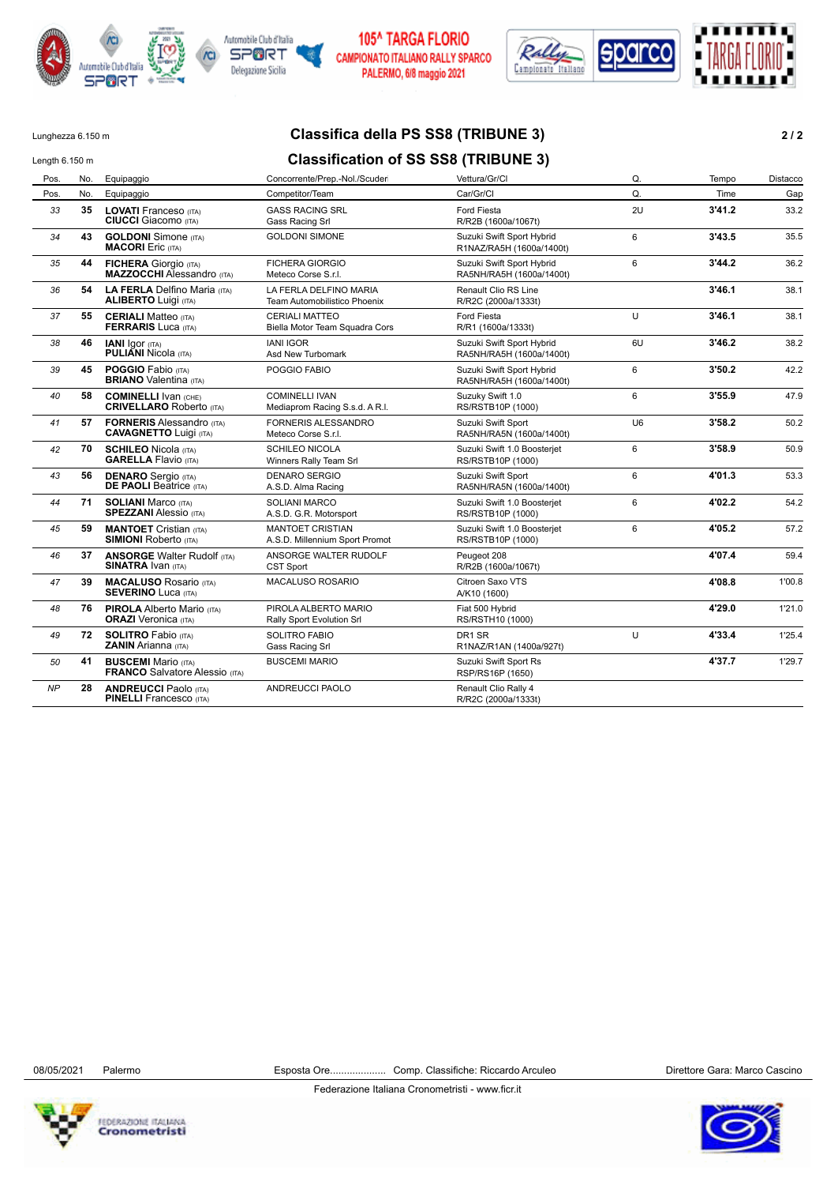105^ TARGA FLORIO
CAMPIONATO ITALIANO RALLY SPARCO
PALERMO, 6/8 maggio 2021

Lunghezza 6.150 m

Length 6.150 m

# Classifica della PS SS8 (TRIBUNE 3)

# Classification of SS SS8 (TRIBUNE 3)

| Pos. | No. | Equipaggio | Concorrente/Prep.-Nol./Scuder | Vettura/Gr/Cl | Q. | Tempo | Distacco |
|---|---|---|---|---|---|---|---|
| Pos. | No. | Equipaggio | Competitor/Team | Car/Gr/Cl | Q. | Time | Gap |
| 33 | 35 | **LOVATI** Francesco (ITA) **CIUCCI** Giacomo (ITA) | GASS RACING SRL Gass Racing Srl | Ford Fiesta R/R2B (1600a/1067t) | 2U | **3'41.2** | 33.2 |
| 34 | 43 | **GOLDONI** Simone (ITA) **MACORI** Eric (ITA) | GOLDONI SIMONE | Suzuki Swift Sport Hybrid R1NAZ/RA5H (1600a/1400t) | 6 | **3'43.5** | 35.5 |
| 35 | 44 | **FICHERA** Giorgio (ITA) **MAZZOCCHI** Alessandro (ITA) | FICHERA GIORGIO Meteco Corse S.r.l. | Suzuki Swift Sport Hybrid RA5NH/RA5H (1600a/1400t) | 6 | **3'44.2** | 36.2 |
| 36 | 54 | **LA FERLA** Delfino Maria (ITA) **ALIBERTO** Luigi (ITA) | LA FERLA DELFINO MARIA Team Automobilistico Phoenix | Renault Clio RS Line R/R2C (2000a/1333t) | | **3'46.1** | 38.1 |
| 37 | 55 | **CERIALI** Matteo (ITA) **FERRARIS** Luca (ITA) | CERIALI MATTEO Biella Motor Team Squadra Cors | Ford Fiesta R/R1 (1600a/1333t) | U | **3'46.1** | 38.1 |
| 38 | 46 | **IANI** Igor (ITA) **PULIANI** Nicola (ITA) | IANI IGOR Asd New Turbomark | Suzuki Swift Sport Hybrid RA5NH/RA5H (1600a/1400t) | 6U | **3'46.2** | 38.2 |
| 39 | 45 | **POGGIO** Fabio (ITA) **BRIANO** Valentina (ITA) | POGGIO FABIO | Suzuki Swift Sport Hybrid RA5NH/RA5H (1600a/1400t) | 6 | **3'50.2** | 42.2 |
| 40 | 58 | **COMINELLI** Ivan (CHE) **CRIVELLARO** Roberto (ITA) | COMINELLI IVAN Mediaprom Racing S.s.d. A R.l. | Suzuky Swift 1.0 RS/RSTB10P (1000) | 6 | **3'55.9** | 47.9 |
| 41 | 57 | **FORNERIS** Alessandro (ITA) **CAVAGNETTO** Luigi (ITA) | FORNERIS ALESSANDRO Meteco Corse S.r.l. | Suzuki Swift Sport RA5NH/RA5N (1600a/1400t) | U6 | **3'58.2** | 50.2 |
| 42 | 70 | **SCHILEO** Nicola (ITA) **GARELLA** Flavio (ITA) | SCHILEO NICOLA Winners Rally Team Srl | Suzuki Swift 1.0 Boosterjet RS/RSTB10P (1000) | 6 | **3'58.9** | 50.9 |
| 43 | 56 | **DENARO** Sergio (ITA) **DE PAOLI** Beatrice (ITA) | DENARO SERGIO A.S.D. Alma Racing | Suzuki Swift Sport RA5NH/RA5N (1600a/1400t) | 6 | **4'01.3** | 53.3 |
| 44 | 71 | **SOLIANI** Marco (ITA) **SPEZZANI** Alessio (ITA) | SOLIANI MARCO A.S.D. G.R. Motorsport | Suzuki Swift 1.0 Boosterjet RS/RSTB10P (1000) | 6 | **4'02.2** | 54.2 |
| 45 | 59 | **MANTOET** Cristian (ITA) **SIMIONI** Roberto (ITA) | MANTOET CRISTIAN A.S.D. Millennium Sport Promot | Suzuki Swift 1.0 Boosterjet RS/RSTB10P (1000) | 6 | **4'05.2** | 57.2 |
| 46 | 37 | **ANSORGE** Walter Rudolf (ITA) **SINATRA** Ivan (ITA) | ANSORGE WALTER RUDOLF CST Sport | Peugeot 208 R/R2B (1600a/1067t) | | **4'07.4** | 59.4 |
| 47 | 39 | **MACALUSO** Rosario (ITA) **SEVERINO** Luca (ITA) | MACALUSO ROSARIO | Citroen Saxo VTS A/K10 (1600) | | **4'08.8** | 1'00.8 |
| 48 | 76 | **PIROLA** Alberto Mario (ITA) **ORAZI** Veronica (ITA) | PIROLA ALBERTO MARIO Rally Sport Evolution Srl | Fiat 500 Hybrid RS/RSTH10 (1000) | | **4'29.0** | 1'21.0 |
| 49 | 72 | **SOLITRO** Fabio (ITA) **ZANIN** Arianna (ITA) | SOLITRO FABIO Gass Racing Srl | DR1 SR R1NAZ/R1AN (1400a/927t) | U | **4'33.4** | 1'25.4 |
| 50 | 41 | **BUSCEMI** Mario (ITA) **FRANCO** Salvatore Alessio (ITA) | BUSCEMI MARIO | Suzuki Swift Sport Rs RSP/RS16P (1650) | | **4'37.7** | 1'29.7 |
| NP | 28 | **ANDREUCCI** Paolo (ITA) **PINELLI** Francesco (ITA) | ANDREUCCI PAOLO | Renault Clio Rally 4 R/R2C (2000a/1333t) | | | |

08/05/2021 Palermo Esposta Ore.................... Comp. Classifiche: Riccardo Arculeo Direttore Gara: Marco Cascino

Federazione Italiana Cronometristi - www.ficr.it